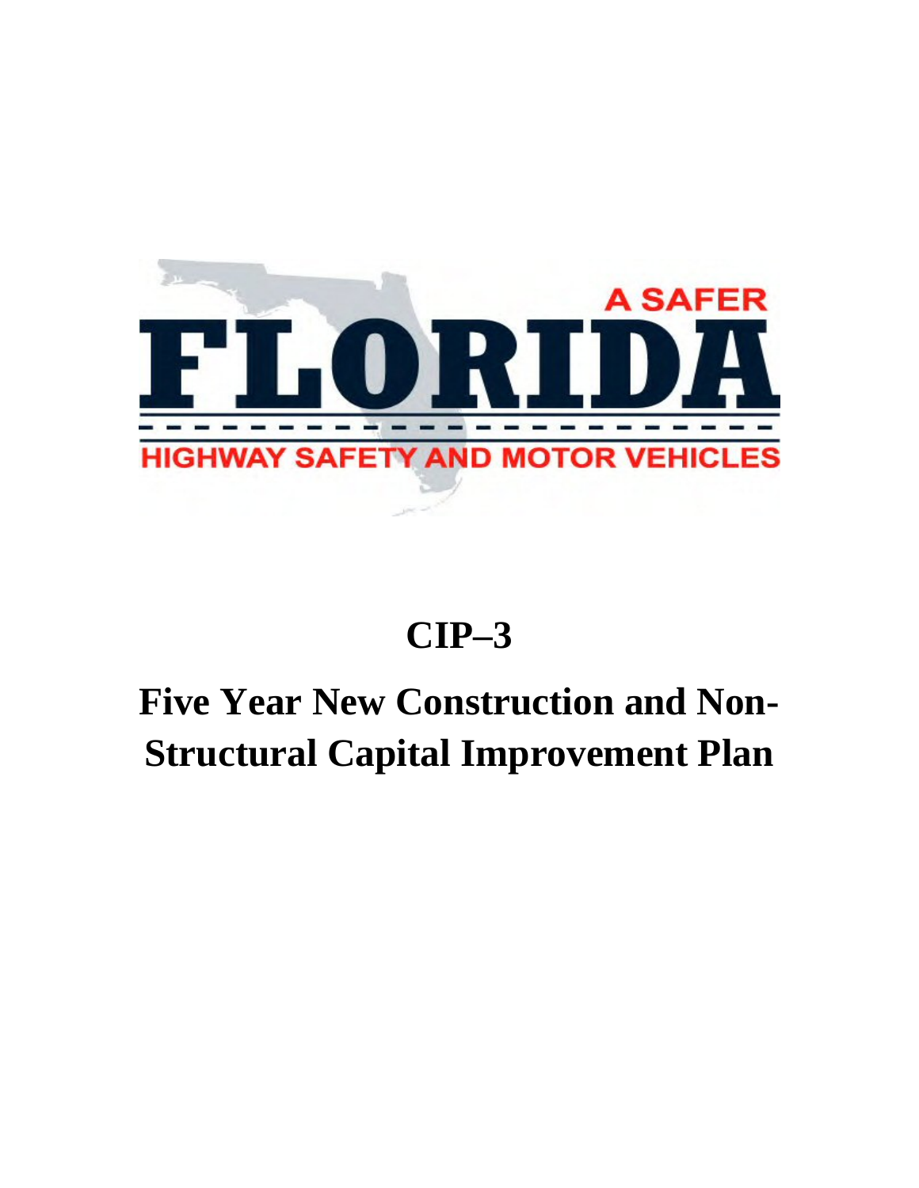A SAFER

FLORIDA

HIGHWAY SAFETY AND MOTOR VEHICLES

# CIP–3

# Five Year New Construction and Non-Structural Capital Improvement Plan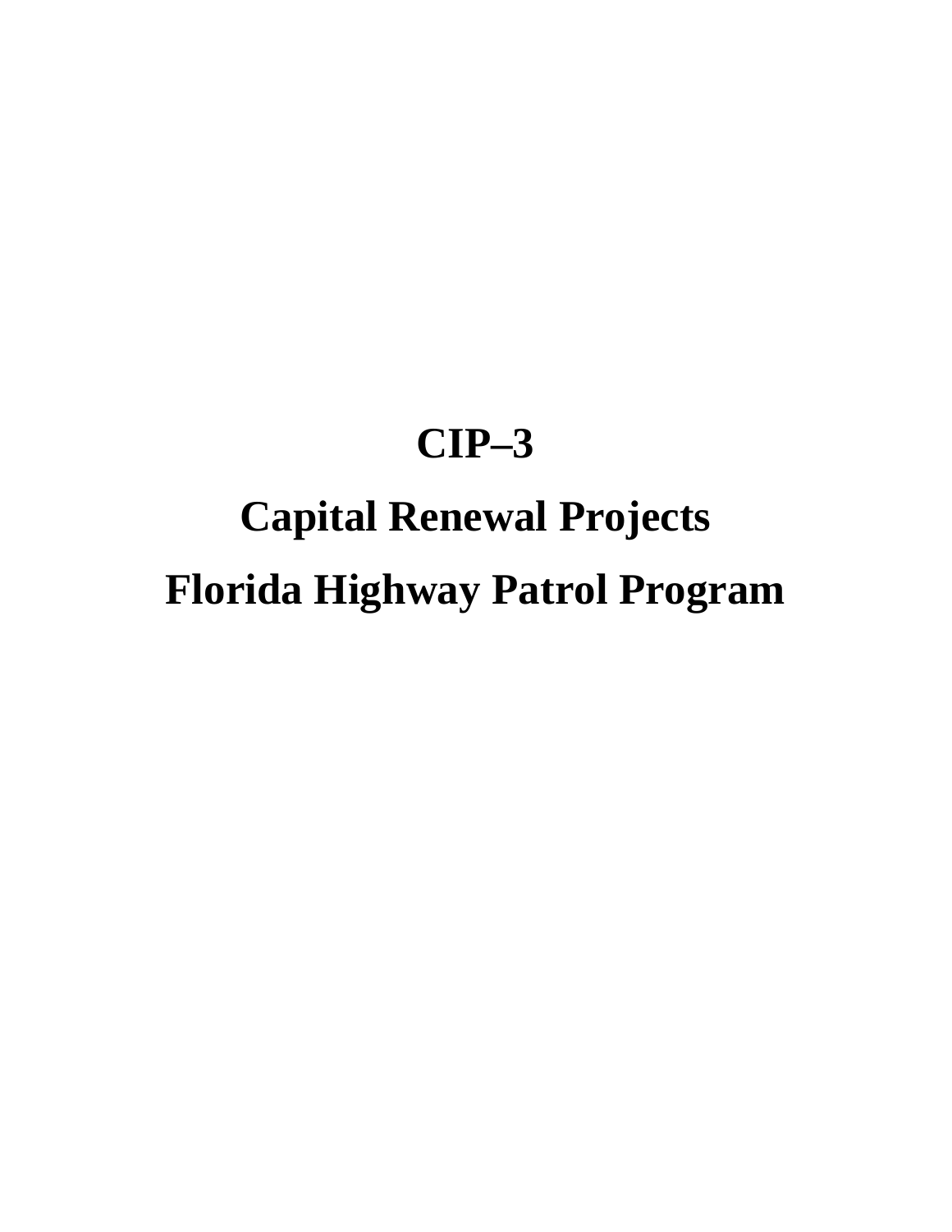# CIP–3

# Capital Renewal Projects

# Florida Highway Patrol Program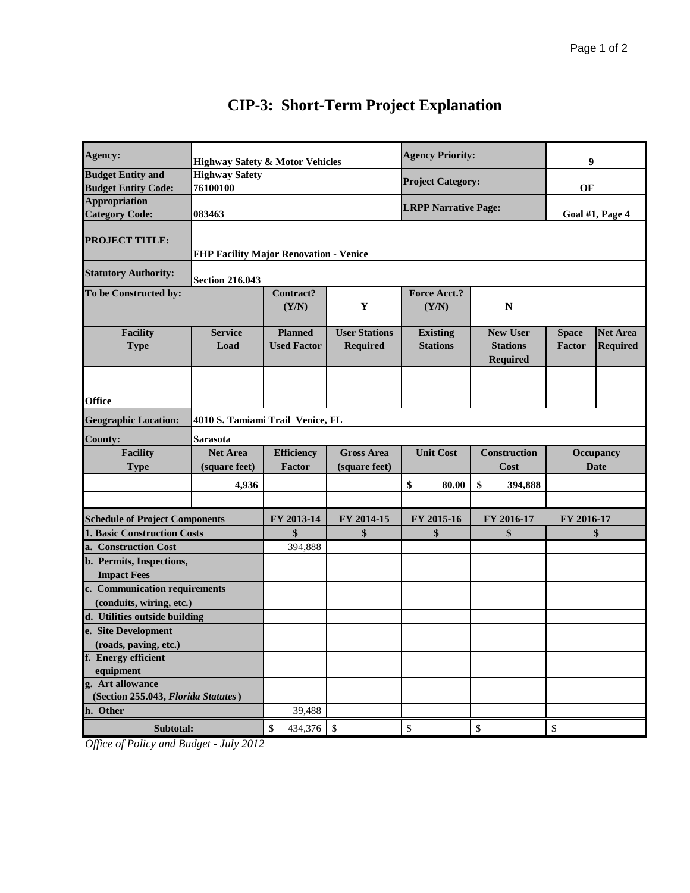# CIP-3: Short-Term Project Explanation

| | | | | | | | |
|---|---|---|---|---|---|---|---|
| **Agency:** | **Highway Safety & Motor Vehicles** | | | **Agency Priority:** | | **9** | |
| **Budget Entity and Budget Entity Code:** | **Highway Safety 76100100** | | | **Project Category:** | | **OF** | |
| **Appropriation Category Code:** | **083463** | | | **LRPP Narrative Page:** | | **Goal #1, Page 4** | |
| **PROJECT TITLE:** | **FHP Facility Major Renovation - Venice** | | | | | | |
| **Statutory Authority:** | **Section 216.043** | | | | | | |
| **To be Constructed by:** | | **Contract? (Y/N)** | **Y** | **Force Acct.? (Y/N)** | **N** | | |
| **Facility Type** | **Service Load** | **Planned Used Factor** | **User Stations Required** | **Existing Stations** | **New User Stations Required** | **Space Factor** | **Net Area Required** |
| **Office** | | | | | | | |
| **Geographic Location:** | **4010 S. Tamiami Trail Venice, FL** | | | | | | |
| **County:** | **Sarasota** | | | | | | |
| **Facility Type** | **Net Area (square feet)** | **Efficiency Factor** | **Gross Area (square feet)** | **Unit Cost** | **Construction Cost** | **Occupancy Date** | |
| | **4,936** | | | **$ 80.00** | **$ 394,888** | | |
| | | | | | | | |

| **Schedule of Project Components** | **FY 2013-14** | **FY 2014-15** | **FY 2015-16** | **FY 2016-17** | **FY 2016-17** |
|---|---|---|---|---|---|
| **1. Basic Construction Costs** | **$** | **$** | **$** | **$** | **$** |
| **a. Construction Cost** | 394,888 | | | | |
| **b. Permits, Inspections, Impact Fees** | | | | | |
| **c. Communication requirements (conduits, wiring, etc.)** | | | | | |
| **d. Utilities outside building** | | | | | |
| **e. Site Development (roads, paving, etc.)** | | | | | |
| **f. Energy efficient equipment** | | | | | |
| **g. Art allowance (Section 255.043, *Florida Statutes*)** | | | | | |
| **h. Other** | 39,488 | | | | |
| **Subtotal:** | $ 434,376 | $ | $ | $ | $ |

*Office of Policy and Budget - July 2012*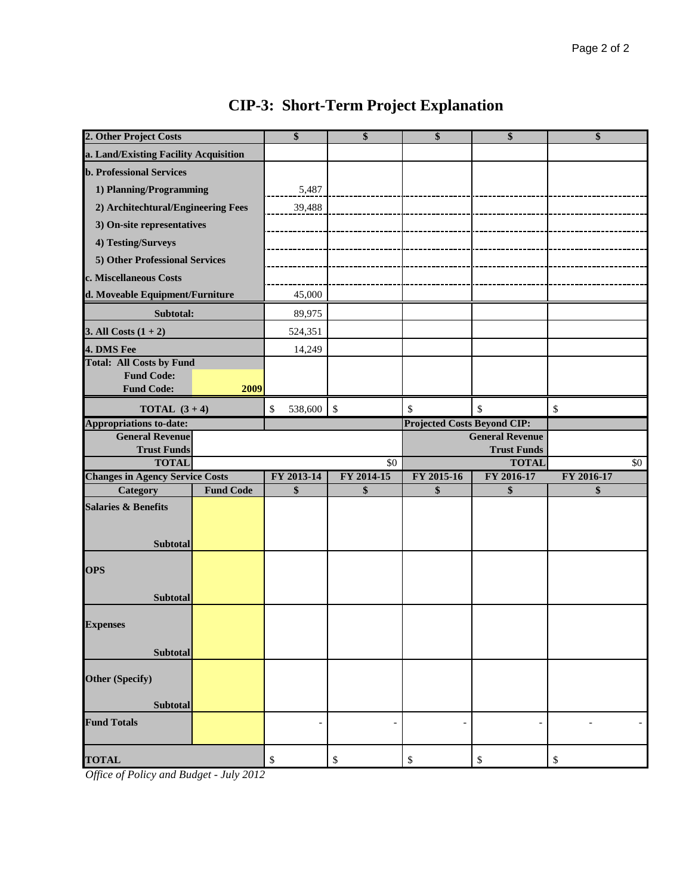# CIP-3: Short-Term Project Explanation

| 2. Other Project Costs | | $ | $ | $ | $ | $ |
|---|---|---|---|---|---|---|
| a. Land/Existing Facility Acquisition | | | | | | |
| b. Professional Services | | | | | | |
| 1) Planning/Programming | | 5,487 | | | | |
| 2) Architechtural/Engineering Fees | | 39,488 | | | | |
| 3) On-site representatives | | | | | | |
| 4) Testing/Surveys | | | | | | |
| 5) Other Professional Services | | | | | | |
| c. Miscellaneous Costs | | | | | | |
| d. Moveable Equipment/Furniture | | 45,000 | | | | |
| Subtotal: | | 89,975 | | | | |
| 3. All Costs (1 + 2) | | 524,351 | | | | |
| 4. DMS Fee | | 14,249 | | | | |
| Total: All Costs by Fund | | | | | | |
| Fund Code: | | | | | | |
| Fund Code: | 2009 | | | | | |
| TOTAL (3 + 4) | | $ 538,600 | $ | $ | $ | $ |

| Appropriations to-date: | | Projected Costs Beyond CIP: | |
|---|---|---|---|
| General Revenue | | General Revenue | |
| Trust Funds | | Trust Funds | |
| TOTAL | $0 | TOTAL | $0 |

| Changes in Agency Service Costs | | FY 2013-14 | FY 2014-15 | FY 2015-16 | FY 2016-17 | FY 2016-17 |
|---|---|---|---|---|---|---|
| Category | Fund Code | $ | $ | $ | $ | $ |
| Salaries & Benefits | | | | | | |
| Subtotal | | | | | | |
| OPS | | | | | | |
| Subtotal | | | | | | |
| Expenses | | | | | | |
| Subtotal | | | | | | |
| Other (Specify) | | | | | | |
| Subtotal | | | | | | |
| Fund Totals | | - | - | - | - | - - |
| TOTAL | | $ | $ | $ | $ | $ |

*Office of Policy and Budget - July 2012*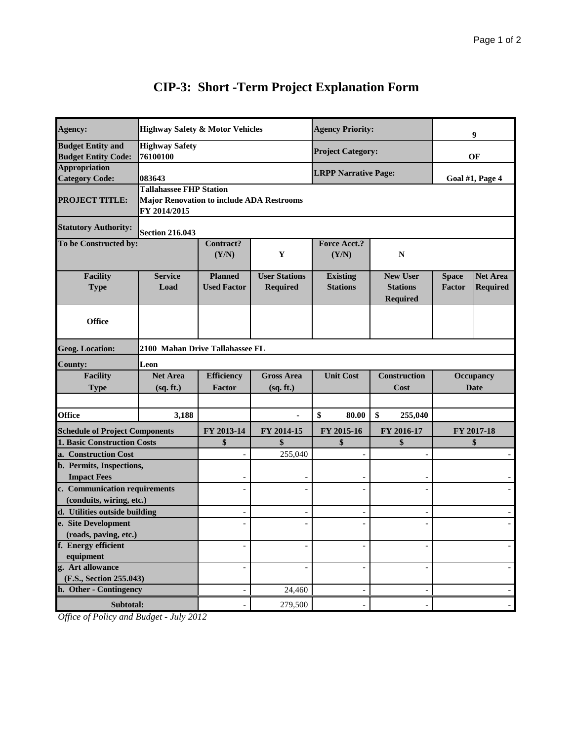# CIP-3: Short -Term Project Explanation Form

| Agency: | Highway Safety & Motor Vehicles | | | Agency Priority: | | 9 | |
|---|---|---|---|---|---|---|---|
| Budget Entity and Budget Entity Code: | Highway Safety 76100100 | | | Project Category: | | OF | |
| Appropriation Category Code: | 083643 | | | LRPP Narrative Page: | | Goal #1, Page 4 | |
| PROJECT TITLE: | Tallahassee FHP Station Major Renovation to include ADA Restrooms FY 2014/2015 | | | | | | |
| Statutory Authority: | Section 216.043 | | | | | | |
| To be Constructed by: | | Contract? (Y/N) | Y | Force Acct.? (Y/N) | N | | |
| Facility Type | Service Load | Planned Used Factor | User Stations Required | Existing Stations | New User Stations Required | Space Factor | Net Area Required |
| Office | | | | | | | |
| Geog. Location: | 2100 Mahan Drive Tallahassee FL | | | | | | |
| County: | Leon | | | | | | |
| Facility Type | Net Area (sq. ft.) | Efficiency Factor | Gross Area (sq. ft.) | Unit Cost | Construction Cost | Occupancy Date | |
| | | | | | | | |
| Office | 3,188 | | - | $ 80.00 | $ 255,040 | | |

| Schedule of Project Components | FY 2013-14 | FY 2014-15 | FY 2015-16 | FY 2016-17 | FY 2017-18 |
|---|---|---|---|---|---|
| 1. Basic Construction Costs | $ | $ | $ | $ | $ |
| a. Construction Cost | - | 255,040 | - | - | - |
| b. Permits, Inspections, Impact Fees | - | - | - | - | - |
| c. Communication requirements (conduits, wiring, etc.) | - | - | - | - | - |
| d. Utilities outside building | - | - | - | - | - |
| e. Site Development (roads, paving, etc.) | - | - | - | - | - |
| f. Energy efficient equipment | - | - | - | - | - |
| g. Art allowance (F.S., Section 255.043) | - | - | - | - | - |
| h. Other - Contingency | - | 24,460 | - | - | - |
| Subtotal: | - | 279,500 | - | - | - |

*Office of Policy and Budget - July 2012*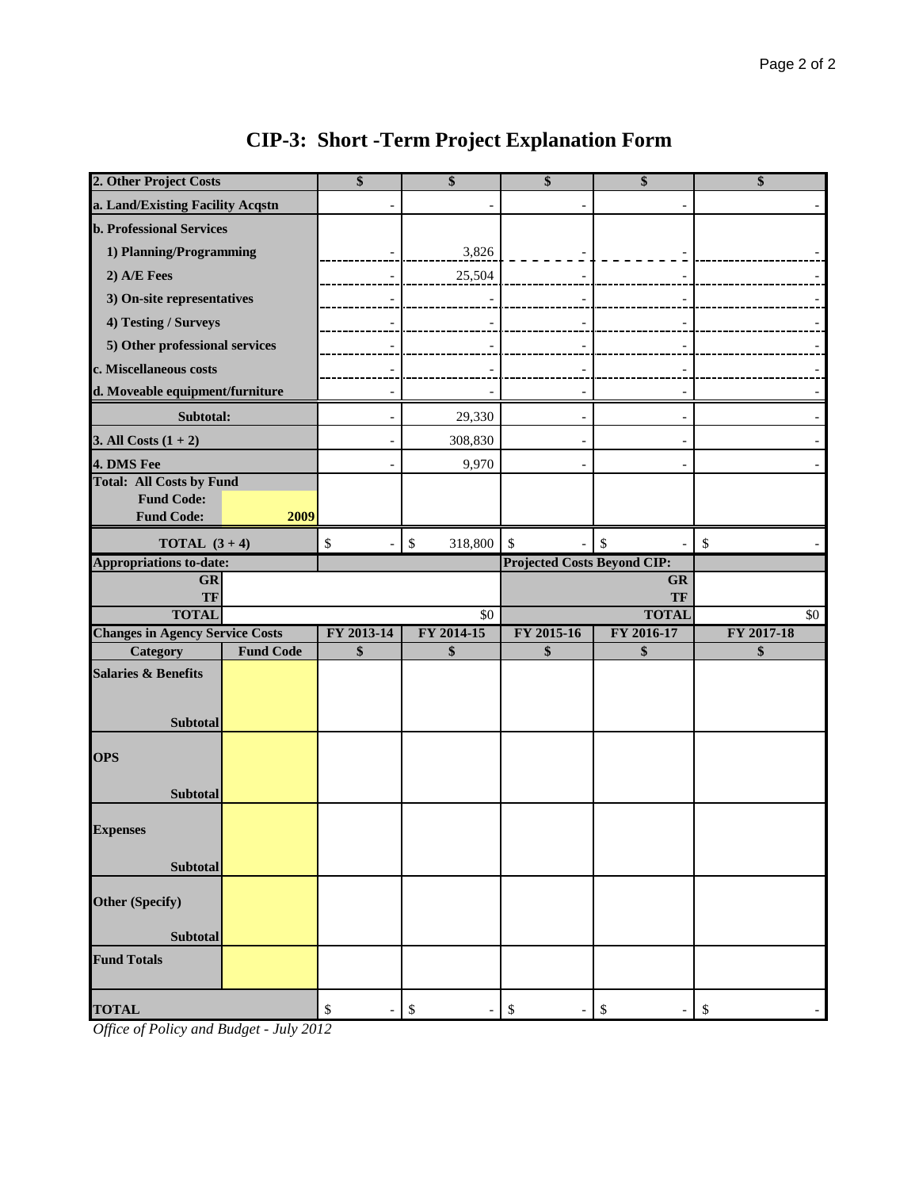# CIP-3: Short -Term Project Explanation Form

| 2. Other Project Costs | | $ | $ | $ | $ | $ |
|---|---|---|---|---|---|---|
| a. Land/Existing Facility Acqstn | | - | - | - | - | - |
| b. Professional Services | | | | | | |
| 1) Planning/Programming | | - | 3,826 | - | - | - |
| 2) A/E Fees | | - | 25,504 | - | - | - |
| 3) On-site representatives | | - | - | - | - | - |
| 4) Testing / Surveys | | - | - | - | - | - |
| 5) Other professional services | | - | - | - | - | - |
| c. Miscellaneous costs | | - | - | - | - | - |
| d. Moveable equipment/furniture | | - | - | - | - | - |
| Subtotal: | | - | 29,330 | - | - | - |
| 3. All Costs (1 + 2) | | - | 308,830 | - | - | - |
| 4. DMS Fee | | - | 9,970 | - | - | - |
| Total: All Costs by Fund | | | | | | |
| Fund Code: | | | | | | |
| Fund Code: | 2009 | | | | | |
| TOTAL (3 + 4) | | $ - | $ 318,800 | $ - | $ - | $ - |
| Appropriations to-date: | | | | Projected Costs Beyond CIP: | | |
| GR | | | | | GR | |
| TF | | | | | TF | |
| TOTAL | | | $0 | | TOTAL | $0 |
| Changes in Agency Service Costs | | FY 2013-14 | FY 2014-15 | FY 2015-16 | FY 2016-17 | FY 2017-18 |
| Category | Fund Code | $ | $ | $ | $ | $ |
| Salaries & Benefits | | | | | | |
| Subtotal | | | | | | |
| OPS | | | | | | |
| Subtotal | | | | | | |
| Expenses | | | | | | |
| Subtotal | | | | | | |
| Other (Specify) | | | | | | |
| Subtotal | | | | | | |
| Fund Totals | | | | | | |
| TOTAL | | $ - | $ - | $ - | $ - | $ - |

*Office of Policy and Budget - July 2012*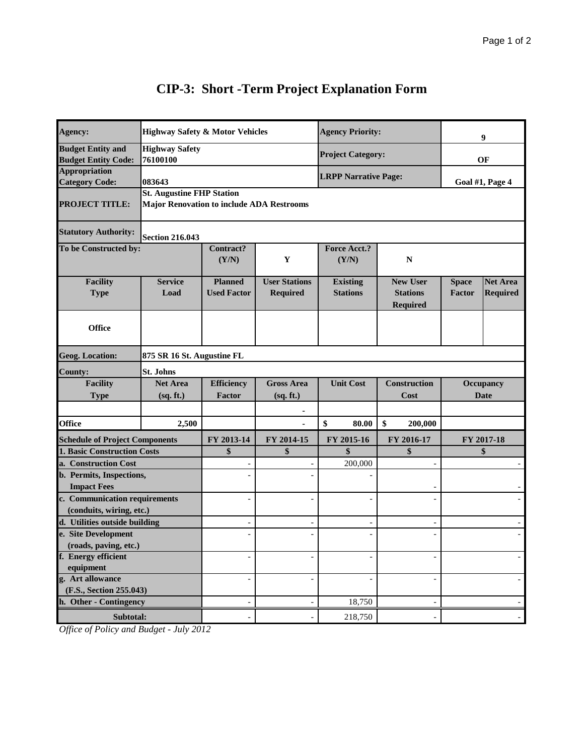# CIP-3: Short -Term Project Explanation Form

| | | | | | | | |
|---|---|---|---|---|---|---|---|
| **Agency:** | **Highway Safety & Motor Vehicles** | | | **Agency Priority:** | | **9** | |
| **Budget Entity and Budget Entity Code:** | **Highway Safety 76100100** | | | **Project Category:** | | **OF** | |
| **Appropriation Category Code:** | **083643** | | | **LRPP Narrative Page:** | | **Goal #1, Page 4** | |
| **PROJECT TITLE:** | **St. Augustine FHP Station Major Renovation to include ADA Restrooms** | | | | | | |
| **Statutory Authority:** | **Section 216.043** | | | | | | |
| **To be Constructed by:** | | **Contract? (Y/N)** | **Y** | **Force Acct.? (Y/N)** | **N** | | |
| **Facility Type** | **Service Load** | **Planned Used Factor** | **User Stations Required** | **Existing Stations** | **New User Stations Required** | **Space Factor** | **Net Area Required** |
| **Office** | | | | | | | |
| **Geog. Location:** | **875 SR 16 St. Augustine FL** | | | | | | |
| **County:** | **St. Johns** | | | | | | |
| **Facility Type** | **Net Area (sq. ft.)** | **Efficiency Factor** | **Gross Area (sq. ft.)** | **Unit Cost** | **Construction Cost** | **Occupancy Date** | |
| | | | - | | | | |
| **Office** | **2,500** | | - | **$ 80.00** | **$ 200,000** | | |

| **Schedule of Project Components** | **FY 2013-14** | **FY 2014-15** | **FY 2015-16** | **FY 2016-17** | **FY 2017-18** |
|---|---|---|---|---|---|
| **1. Basic Construction Costs** | **$** | **$** | **$** | **$** | **$** |
| **a. Construction Cost** | - | - | 200,000 | - | - |
| **b. Permits, Inspections, Impact Fees** | - | - | - | - | - |
| **c. Communication requirements (conduits, wiring, etc.)** | - | - | - | - | - |
| **d. Utilities outside building** | - | - | - | - | - |
| **e. Site Development (roads, paving, etc.)** | - | - | - | - | - |
| **f. Energy efficient equipment** | - | - | - | - | - |
| **g. Art allowance (F.S., Section 255.043)** | - | - | - | - | - |
| **h. Other - Contingency** | - | - | 18,750 | - | - |
| **Subtotal:** | - | - | 218,750 | - | - |

*Office of Policy and Budget - July 2012*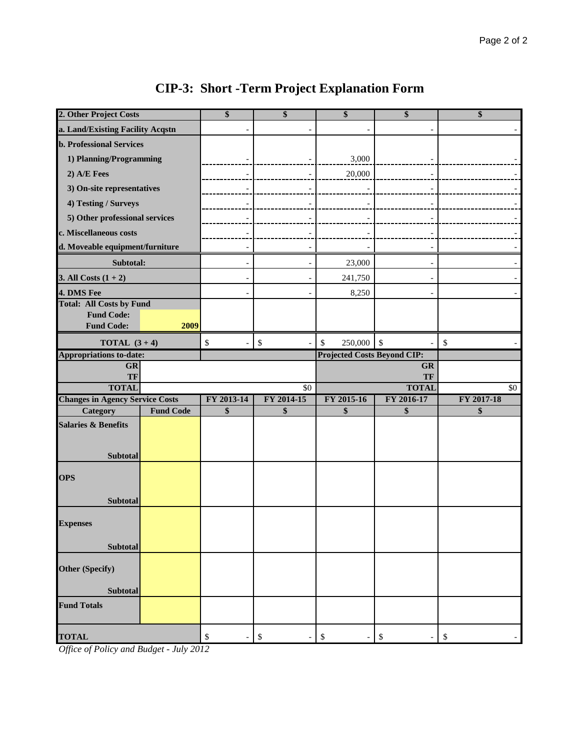# CIP-3: Short -Term Project Explanation Form

| 2. Other Project Costs | | $ | $ | $ | $ | $ |
|---|---|---|---|---|---|---|
| a. Land/Existing Facility Acqstn | | - | - | - | - | - |
| b. Professional Services | | | | | | |
| 1) Planning/Programming | | - | - | 3,000 | - | - |
| 2) A/E Fees | | - | - | 20,000 | - | - |
| 3) On-site representatives | | - | - | - | - | - |
| 4) Testing / Surveys | | - | - | - | - | - |
| 5) Other professional services | | - | - | - | - | - |
| c. Miscellaneous costs | | - | - | - | - | - |
| d. Moveable equipment/furniture | | - | - | - | - | - |
| Subtotal: | | - | - | 23,000 | - | - |
| 3. All Costs (1 + 2) | | - | - | 241,750 | - | - |
| 4. DMS Fee | | - | - | 8,250 | - | - |
| Total: All Costs by Fund | | | | | | |
| Fund Code: | | | | | | |
| Fund Code: | 2009 | | | | | |
| TOTAL (3 + 4) | | $ - | $ - | $ 250,000 | $ - | $ - |
| Appropriations to-date: | | | | Projected Costs Beyond CIP: | | |
| GR | | | | | GR | |
| TF | | | | | TF | |
| TOTAL | | | $0 | | TOTAL | $0 |
| Changes in Agency Service Costs | | FY 2013-14 | FY 2014-15 | FY 2015-16 | FY 2016-17 | FY 2017-18 |
| Category | Fund Code | $ | $ | $ | $ | $ |
| Salaries & Benefits | | | | | | |
| Subtotal | | | | | | |
| OPS | | | | | | |
| Subtotal | | | | | | |
| Expenses | | | | | | |
| Subtotal | | | | | | |
| Other (Specify) | | | | | | |
| Subtotal | | | | | | |
| Fund Totals | | | | | | |
| TOTAL | | $ - | $ - | $ - | $ - | $ - |

*Office of Policy and Budget - July 2012*